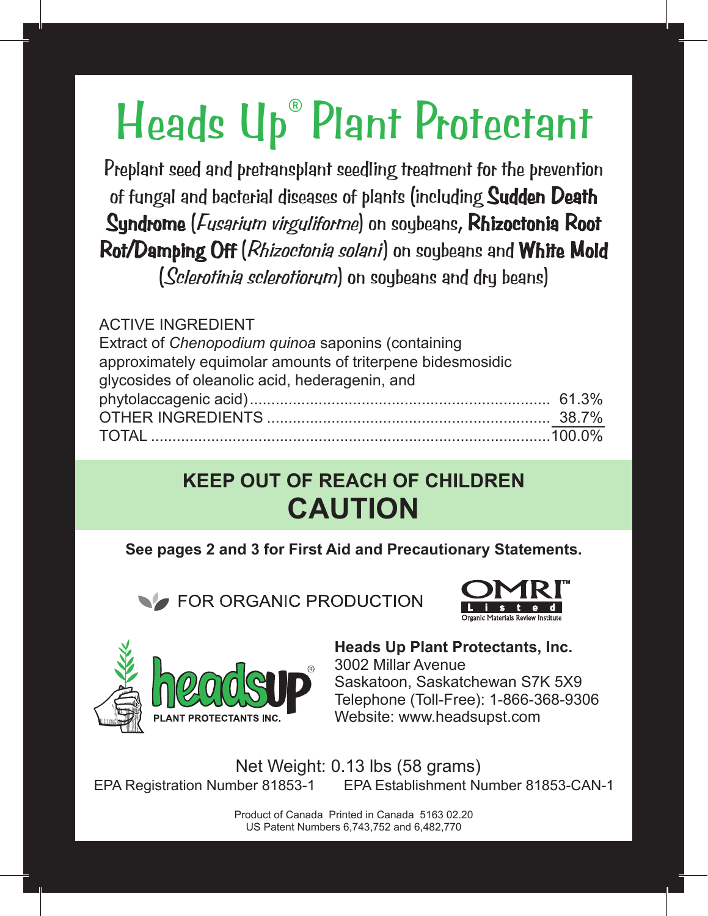# Heads Up® Plant Protectant

Preplant seed and pretransplant seedling treatment for the prevention of fungal and bacterial diseases of plants (including **Sudden Death Syndrome** (*Fusarium virguliforme*) on soybeans, **Rhizoctonia Root Rot/Damping Off** (*Rhizoctonia solani*) on soybeans and **White Mold** (*Sclerotinia sclerotiorum*) on soybeans and dry beans)

ACTIVE INGREDIENT

| | |
|---|---|
| Extract of *Chenopodium quinoa* saponins (containing approximately equimolar amounts of triterpene bidesmosidic glycosides of oleanolic acid, hederagenin, and phytolaccagenic acid) | 61.3% |
| OTHER INGREDIENTS | 38.7% |
| TOTAL | 100.0% |

**KEEP OUT OF REACH OF CHILDREN**

## CAUTION

**See pages 2 and 3 for First Aid and Precautionary Statements.**

FOR ORGANIC PRODUCTION

OMRI™ Listed — Organic Materials Review Institute

headsUP® PLANT PROTECTANTS INC.

**Heads Up Plant Protectants, Inc.**
3002 Millar Avenue
Saskatoon, Saskatchewan S7K 5X9
Telephone (Toll-Free): 1-866-368-9306
Website: www.headsupst.com

Net Weight: 0.13 lbs (58 grams)

EPA Registration Number 81853-1 EPA Establishment Number 81853-CAN-1

Product of Canada Printed in Canada 5163 02.20
US Patent Numbers 6,743,752 and 6,482,770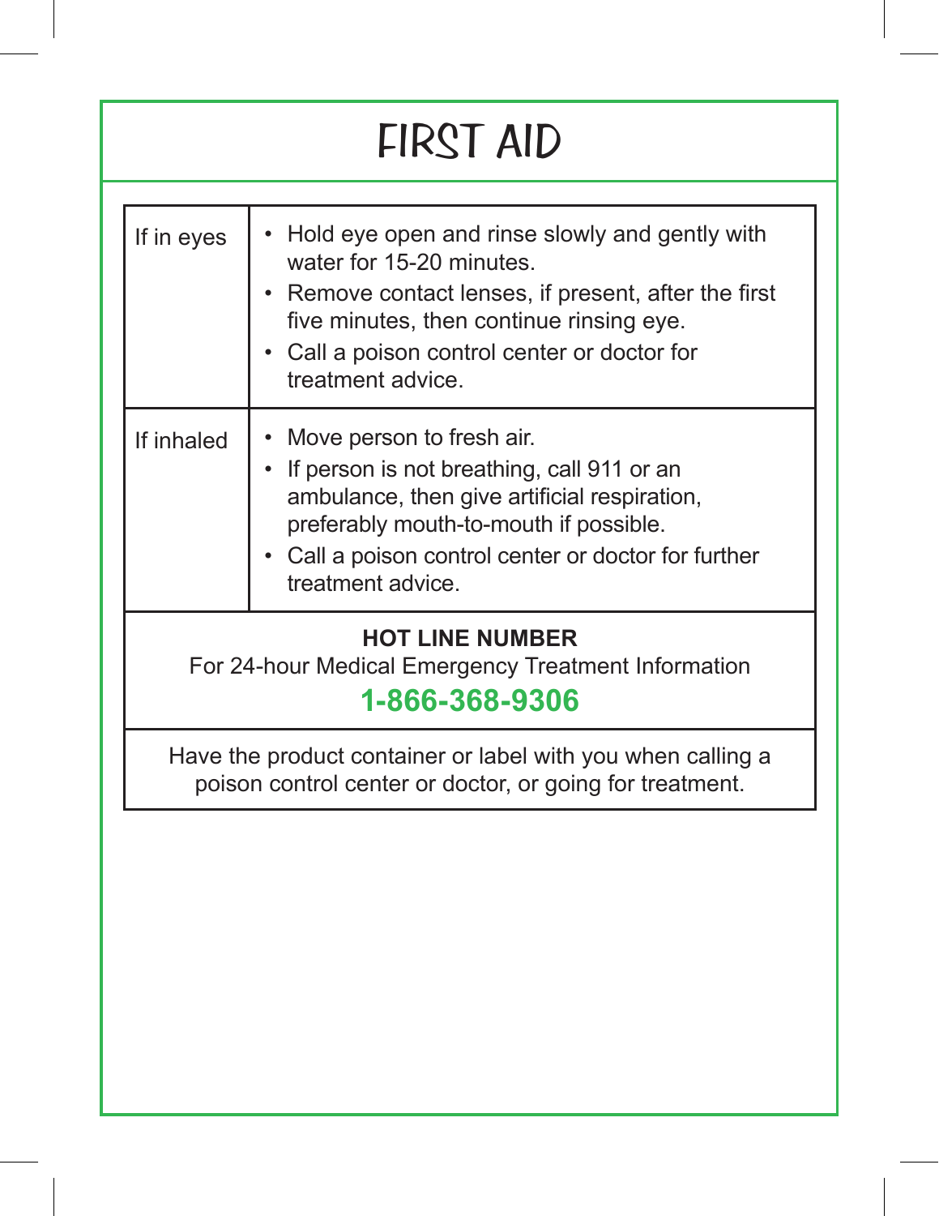# FIRST AID

| | |
|---|---|
| If in eyes | • Hold eye open and rinse slowly and gently with water for 15-20 minutes.<br>• Remove contact lenses, if present, after the first five minutes, then continue rinsing eye.<br>• Call a poison control center or doctor for treatment advice. |
| If inhaled | • Move person to fresh air.<br>• If person is not breathing, call 911 or an ambulance, then give artificial respiration, preferably mouth-to-mouth if possible.<br>• Call a poison control center or doctor for further treatment advice. |

**HOT LINE NUMBER**

For 24-hour Medical Emergency Treatment Information

**1-866-368-9306**

Have the product container or label with you when calling a poison control center or doctor, or going for treatment.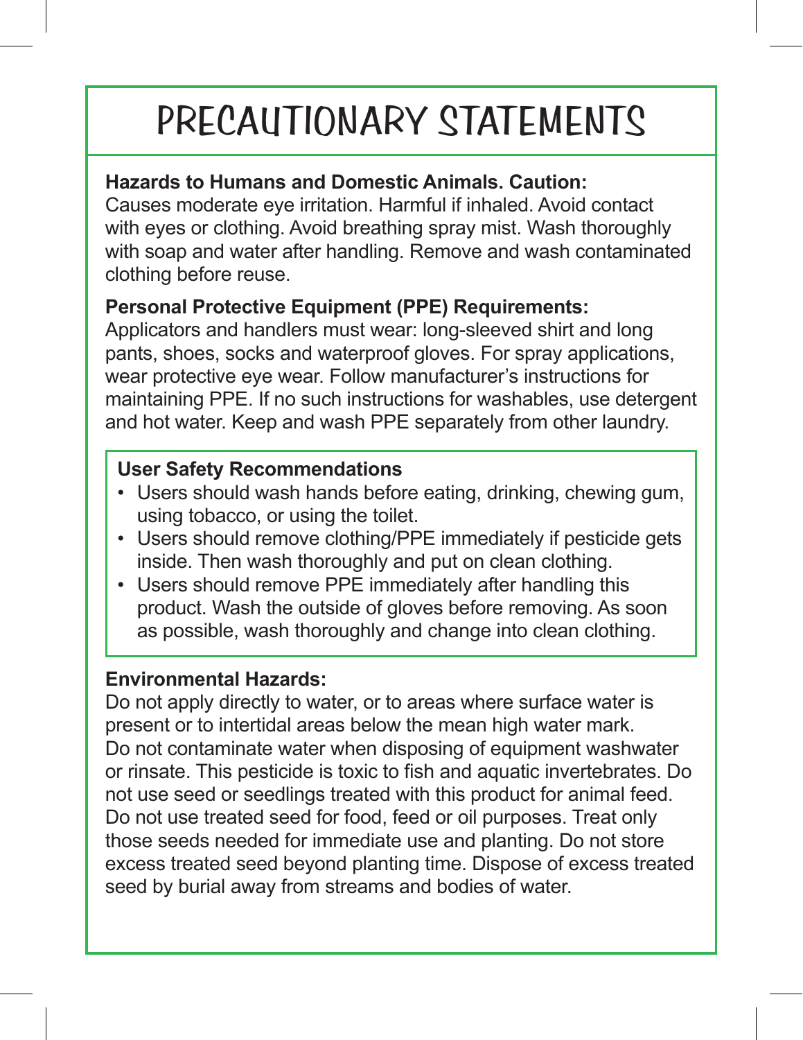# PRECAUTIONARY STATEMENTS

**Hazards to Humans and Domestic Animals. Caution:**
Causes moderate eye irritation. Harmful if inhaled. Avoid contact with eyes or clothing. Avoid breathing spray mist. Wash thoroughly with soap and water after handling. Remove and wash contaminated clothing before reuse.

**Personal Protective Equipment (PPE) Requirements:**
Applicators and handlers must wear: long-sleeved shirt and long pants, shoes, socks and waterproof gloves. For spray applications, wear protective eye wear. Follow manufacturer's instructions for maintaining PPE. If no such instructions for washables, use detergent and hot water. Keep and wash PPE separately from other laundry.

**User Safety Recommendations**

- Users should wash hands before eating, drinking, chewing gum, using tobacco, or using the toilet.
- Users should remove clothing/PPE immediately if pesticide gets inside. Then wash thoroughly and put on clean clothing.
- Users should remove PPE immediately after handling this product. Wash the outside of gloves before removing. As soon as possible, wash thoroughly and change into clean clothing.

**Environmental Hazards:**
Do not apply directly to water, or to areas where surface water is present or to intertidal areas below the mean high water mark. Do not contaminate water when disposing of equipment washwater or rinsate. This pesticide is toxic to fish and aquatic invertebrates. Do not use seed or seedlings treated with this product for animal feed. Do not use treated seed for food, feed or oil purposes. Treat only those seeds needed for immediate use and planting. Do not store excess treated seed beyond planting time. Dispose of excess treated seed by burial away from streams and bodies of water.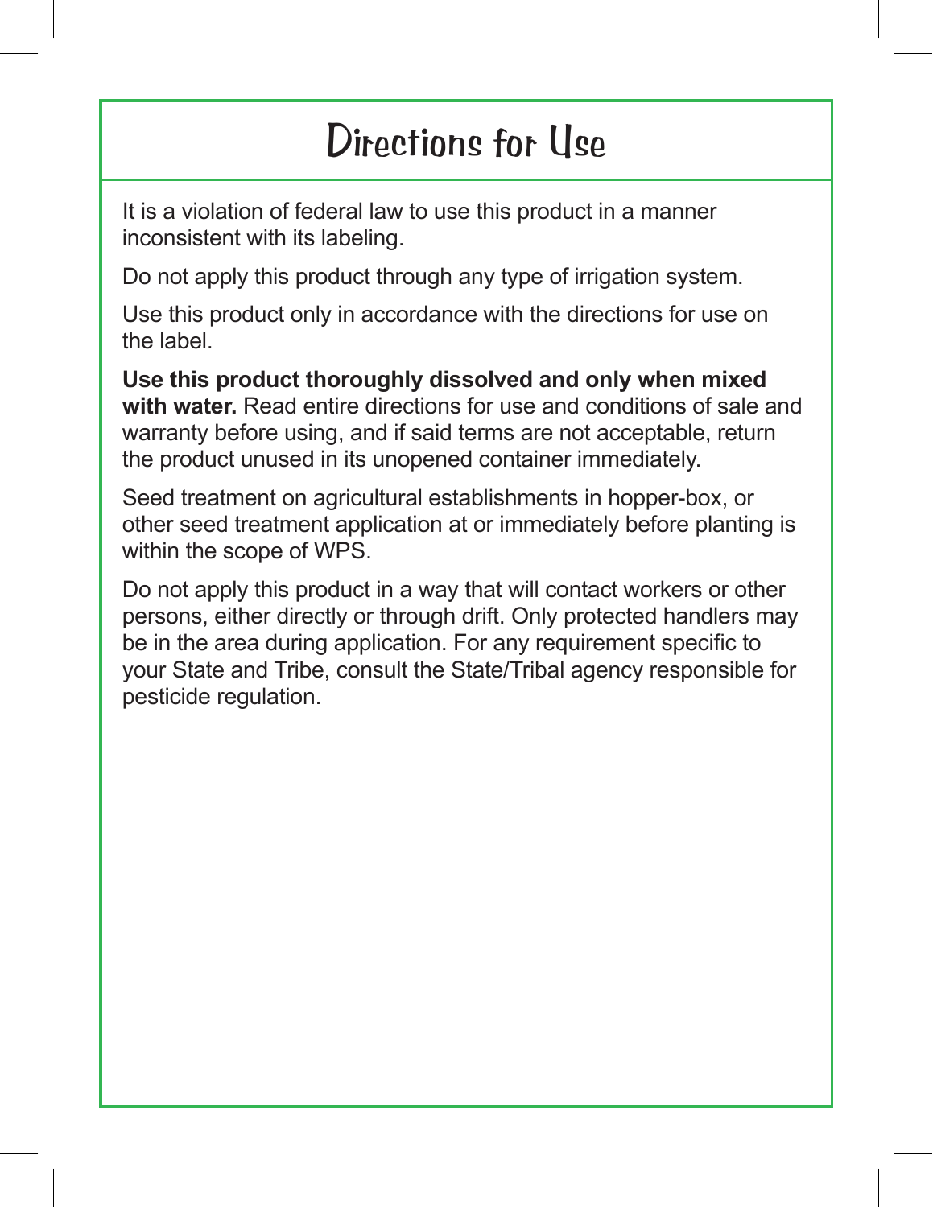# Directions for Use

It is a violation of federal law to use this product in a manner inconsistent with its labeling.

Do not apply this product through any type of irrigation system.

Use this product only in accordance with the directions for use on the label.

**Use this product thoroughly dissolved and only when mixed with water.** Read entire directions for use and conditions of sale and warranty before using, and if said terms are not acceptable, return the product unused in its unopened container immediately.

Seed treatment on agricultural establishments in hopper-box, or other seed treatment application at or immediately before planting is within the scope of WPS.

Do not apply this product in a way that will contact workers or other persons, either directly or through drift. Only protected handlers may be in the area during application. For any requirement specific to your State and Tribe, consult the State/Tribal agency responsible for pesticide regulation.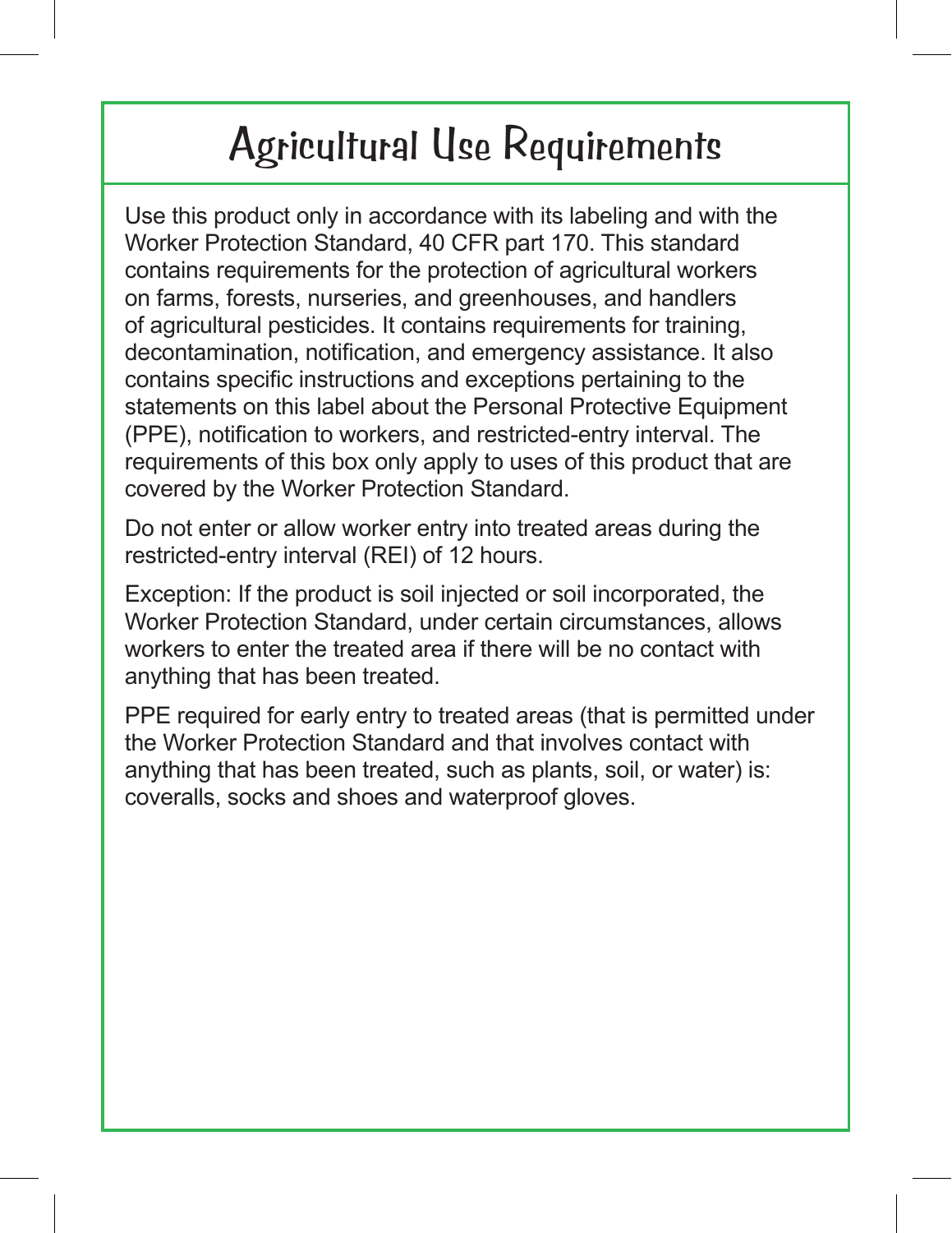# Agricultural Use Requirements

Use this product only in accordance with its labeling and with the Worker Protection Standard, 40 CFR part 170. This standard contains requirements for the protection of agricultural workers on farms, forests, nurseries, and greenhouses, and handlers of agricultural pesticides. It contains requirements for training, decontamination, notification, and emergency assistance. It also contains specific instructions and exceptions pertaining to the statements on this label about the Personal Protective Equipment (PPE), notification to workers, and restricted-entry interval. The requirements of this box only apply to uses of this product that are covered by the Worker Protection Standard.

Do not enter or allow worker entry into treated areas during the restricted-entry interval (REI) of 12 hours.

Exception: If the product is soil injected or soil incorporated, the Worker Protection Standard, under certain circumstances, allows workers to enter the treated area if there will be no contact with anything that has been treated.

PPE required for early entry to treated areas (that is permitted under the Worker Protection Standard and that involves contact with anything that has been treated, such as plants, soil, or water) is: coveralls, socks and shoes and waterproof gloves.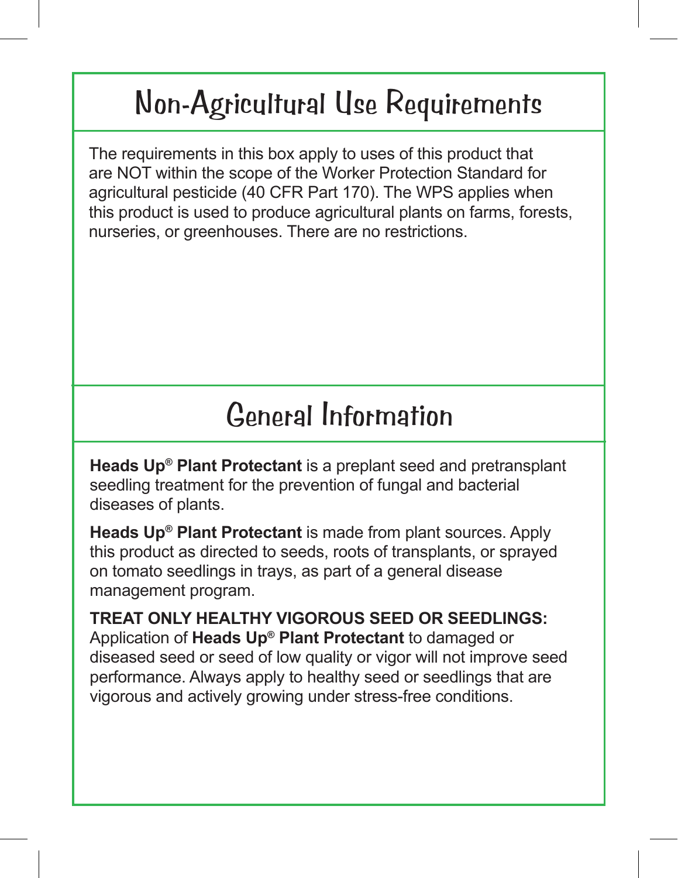# Non-Agricultural Use Requirements

The requirements in this box apply to uses of this product that are NOT within the scope of the Worker Protection Standard for agricultural pesticide (40 CFR Part 170). The WPS applies when this product is used to produce agricultural plants on farms, forests, nurseries, or greenhouses. There are no restrictions.

# General Information

**Heads Up® Plant Protectant** is a preplant seed and pretransplant seedling treatment for the prevention of fungal and bacterial diseases of plants.

**Heads Up® Plant Protectant** is made from plant sources. Apply this product as directed to seeds, roots of transplants, or sprayed on tomato seedlings in trays, as part of a general disease management program.

**TREAT ONLY HEALTHY VIGOROUS SEED OR SEEDLINGS:** Application of **Heads Up® Plant Protectant** to damaged or diseased seed or seed of low quality or vigor will not improve seed performance. Always apply to healthy seed or seedlings that are vigorous and actively growing under stress-free conditions.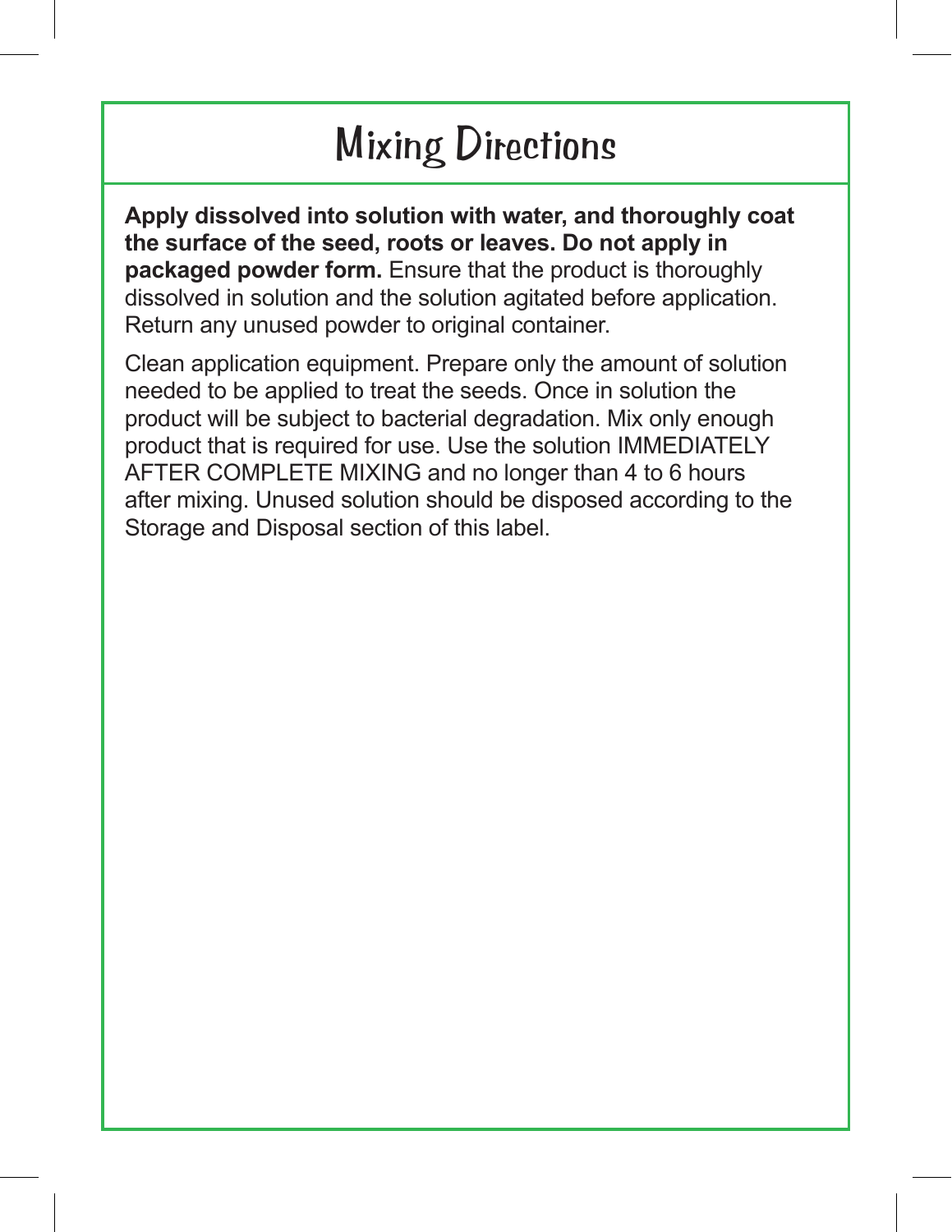# Mixing Directions

**Apply dissolved into solution with water, and thoroughly coat the surface of the seed, roots or leaves. Do not apply in packaged powder form.** Ensure that the product is thoroughly dissolved in solution and the solution agitated before application. Return any unused powder to original container.

Clean application equipment. Prepare only the amount of solution needed to be applied to treat the seeds. Once in solution the product will be subject to bacterial degradation. Mix only enough product that is required for use. Use the solution IMMEDIATELY AFTER COMPLETE MIXING and no longer than 4 to 6 hours after mixing. Unused solution should be disposed according to the Storage and Disposal section of this label.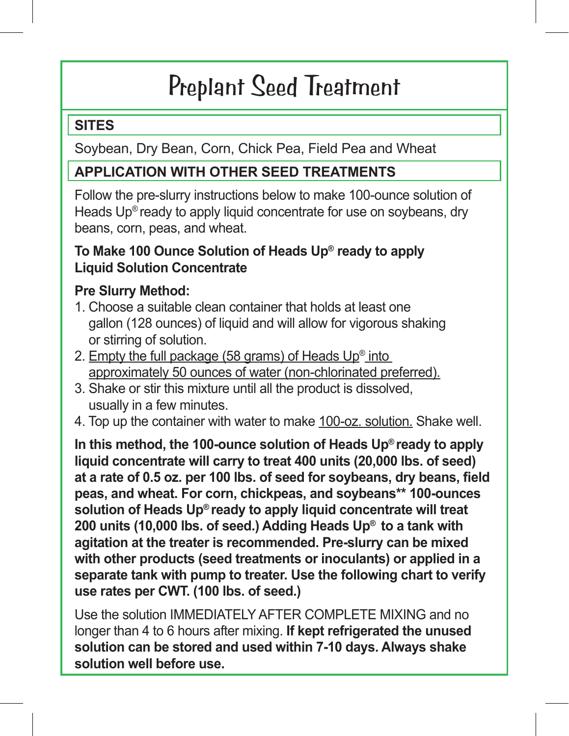# Preplant Seed Treatment

## SITES

Soybean, Dry Bean, Corn, Chick Pea, Field Pea and Wheat

## APPLICATION WITH OTHER SEED TREATMENTS

Follow the pre-slurry instructions below to make 100-ounce solution of Heads Up® ready to apply liquid concentrate for use on soybeans, dry beans, corn, peas, and wheat.

**To Make 100 Ounce Solution of Heads Up® ready to apply Liquid Solution Concentrate**

**Pre Slurry Method:**

1. Choose a suitable clean container that holds at least one gallon (128 ounces) of liquid and will allow for vigorous shaking or stirring of solution.
2. <u>Empty the full package (58 grams) of Heads Up® into approximately 50 ounces of water (non-chlorinated preferred).</u>
3. Shake or stir this mixture until all the product is dissolved, usually in a few minutes.
4. Top up the container with water to make <u>100-oz. solution.</u> Shake well.

**In this method, the 100-ounce solution of Heads Up® ready to apply liquid concentrate will carry to treat 400 units (20,000 lbs. of seed) at a rate of 0.5 oz. per 100 lbs. of seed for soybeans, dry beans, field peas, and wheat. For corn, chickpeas, and soybeans** 100-ounces solution of Heads Up® ready to apply liquid concentrate will treat 200 units (10,000 lbs. of seed.) Adding Heads Up® to a tank with agitation at the treater is recommended. Pre-slurry can be mixed with other products (seed treatments or inoculants) or applied in a separate tank with pump to treater. Use the following chart to verify use rates per CWT. (100 lbs. of seed.)**

Use the solution IMMEDIATELY AFTER COMPLETE MIXING and no longer than 4 to 6 hours after mixing. **If kept refrigerated the unused solution can be stored and used within 7-10 days. Always shake solution well before use.**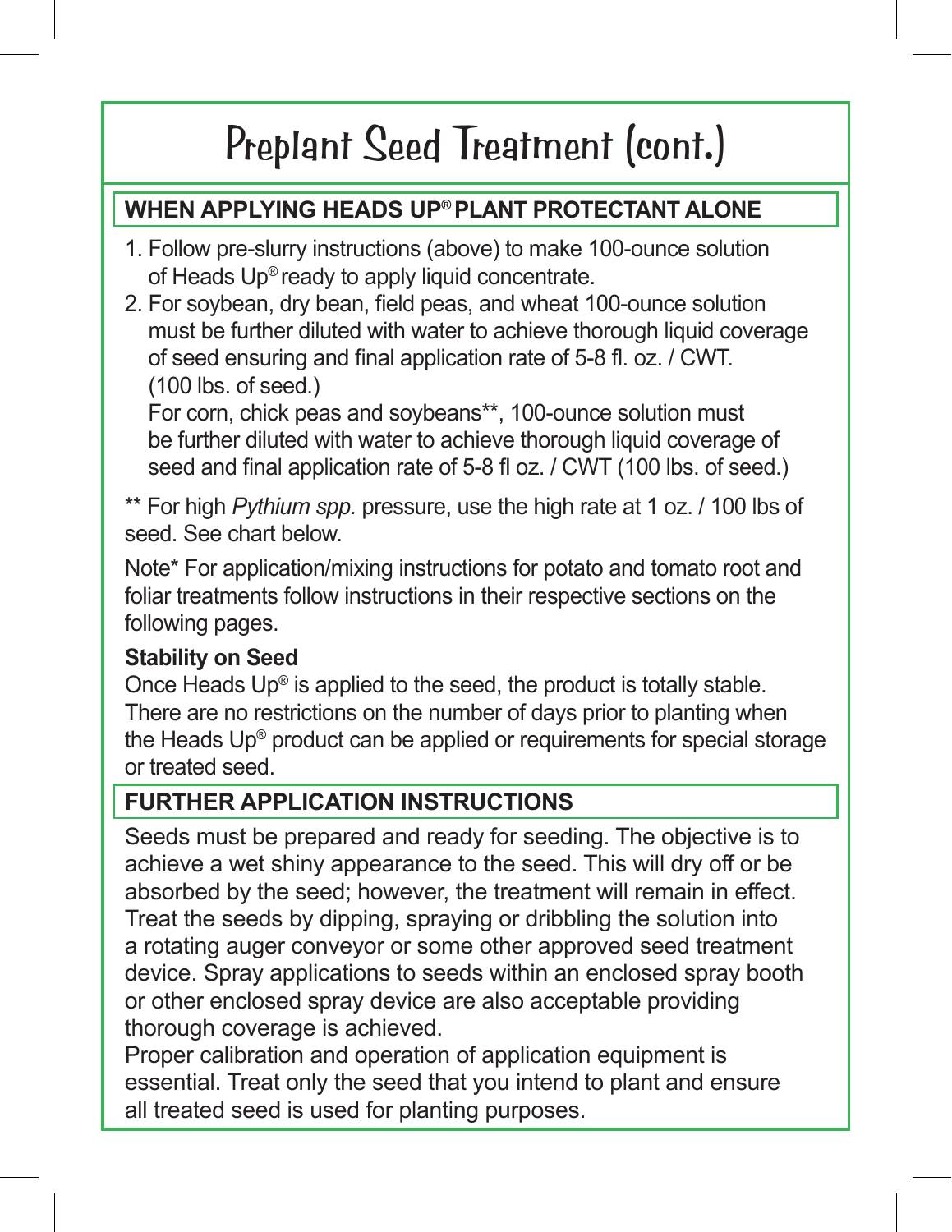# Preplant Seed Treatment (cont.)

## WHEN APPLYING HEADS UP® PLANT PROTECTANT ALONE

1. Follow pre-slurry instructions (above) to make 100-ounce solution of Heads Up® ready to apply liquid concentrate.
2. For soybean, dry bean, field peas, and wheat 100-ounce solution must be further diluted with water to achieve thorough liquid coverage of seed ensuring and final application rate of 5-8 fl. oz. / CWT. (100 lbs. of seed.)
   For corn, chick peas and soybeans**, 100-ounce solution must be further diluted with water to achieve thorough liquid coverage of seed and final application rate of 5-8 fl oz. / CWT (100 lbs. of seed.)

** For high *Pythium spp.* pressure, use the high rate at 1 oz. / 100 lbs of seed. See chart below.

Note* For application/mixing instructions for potato and tomato root and foliar treatments follow instructions in their respective sections on the following pages.

**Stability on Seed**
Once Heads Up® is applied to the seed, the product is totally stable. There are no restrictions on the number of days prior to planting when the Heads Up® product can be applied or requirements for special storage or treated seed.

## FURTHER APPLICATION INSTRUCTIONS

Seeds must be prepared and ready for seeding. The objective is to achieve a wet shiny appearance to the seed. This will dry off or be absorbed by the seed; however, the treatment will remain in effect. Treat the seeds by dipping, spraying or dribbling the solution into a rotating auger conveyor or some other approved seed treatment device. Spray applications to seeds within an enclosed spray booth or other enclosed spray device are also acceptable providing thorough coverage is achieved.
Proper calibration and operation of application equipment is essential. Treat only the seed that you intend to plant and ensure all treated seed is used for planting purposes.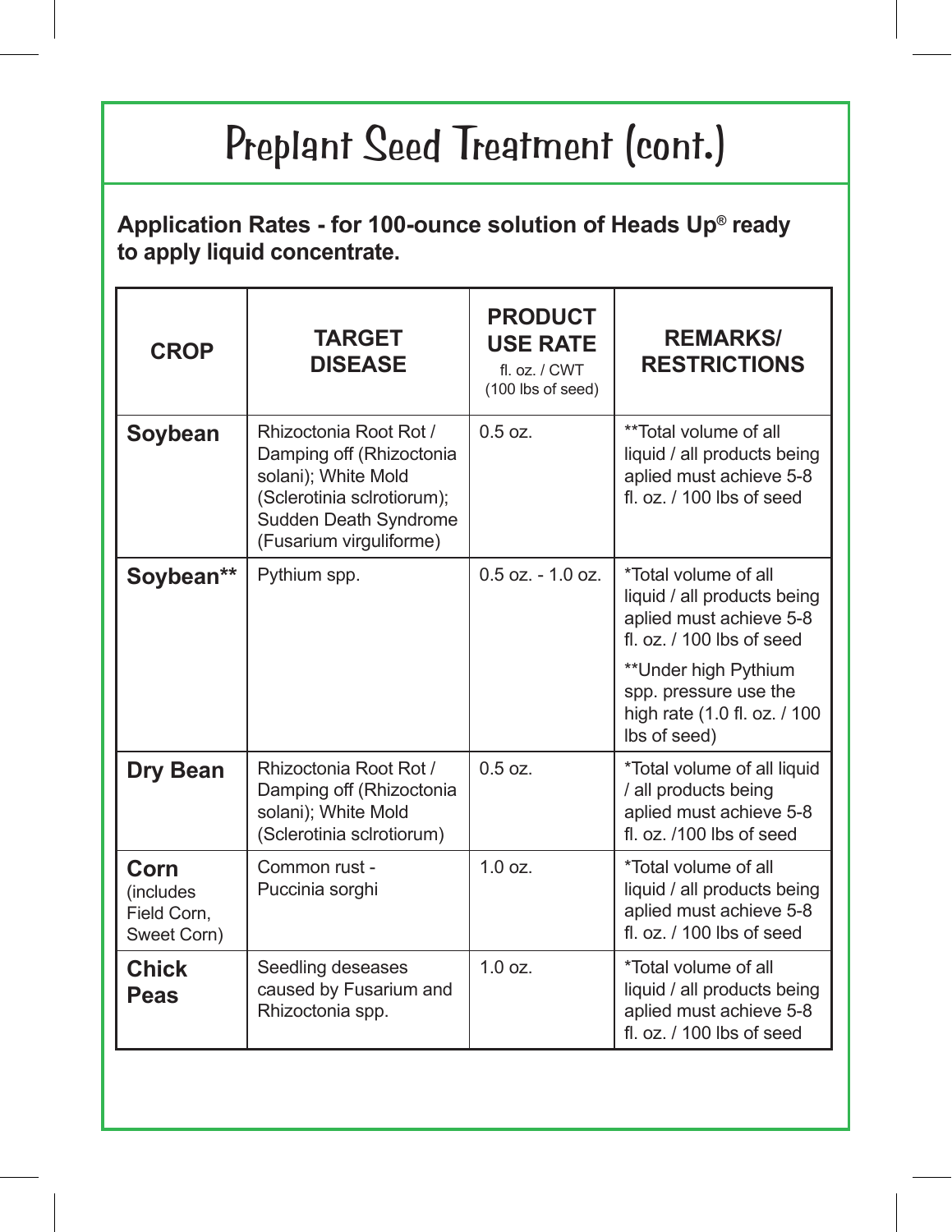# Preplant Seed Treatment (cont.)

**Application Rates - for 100-ounce solution of Heads Up® ready to apply liquid concentrate.**

| CROP | TARGET DISEASE | PRODUCT USE RATE fl. oz. / CWT (100 lbs of seed) | REMARKS/ RESTRICTIONS |
|---|---|---|---|
| **Soybean** | Rhizoctonia Root Rot / Damping off (Rhizoctonia solani); White Mold (Sclerotinia sclrotiorum); Sudden Death Syndrome (Fusarium virguliforme) | 0.5 oz. | **Total volume of all liquid / all products being aplied must achieve 5-8 fl. oz. / 100 lbs of seed |
| **Soybean**** | Pythium spp. | 0.5 oz. - 1.0 oz. | *Total volume of all liquid / all products being aplied must achieve 5-8 fl. oz. / 100 lbs of seed<br>**Under high Pythium spp. pressure use the high rate (1.0 fl. oz. / 100 lbs of seed) |
| **Dry Bean** | Rhizoctonia Root Rot / Damping off (Rhizoctonia solani); White Mold (Sclerotinia sclrotiorum) | 0.5 oz. | *Total volume of all liquid / all products being aplied must achieve 5-8 fl. oz. /100 lbs of seed |
| **Corn** (includes Field Corn, Sweet Corn) | Common rust - Puccinia sorghi | 1.0 oz. | *Total volume of all liquid / all products being aplied must achieve 5-8 fl. oz. / 100 lbs of seed |
| **Chick Peas** | Seedling deseases caused by Fusarium and Rhizoctonia spp. | 1.0 oz. | *Total volume of all liquid / all products being aplied must achieve 5-8 fl. oz. / 100 lbs of seed |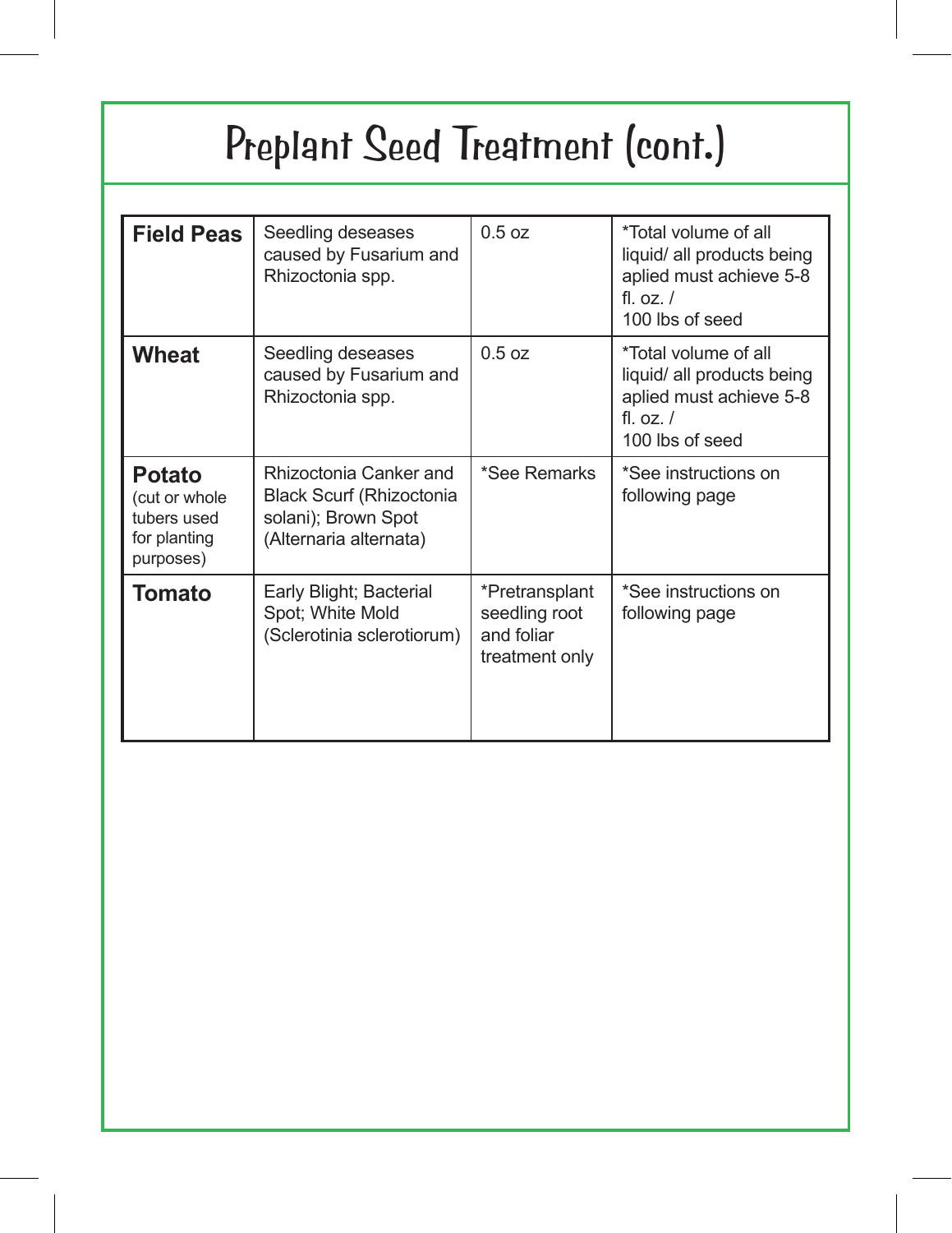# Preplant Seed Treatment (cont.)

| | | | |
|---|---|---|---|
| **Field Peas** | Seedling deseases caused by Fusarium and Rhizoctonia spp. | 0.5 oz | *Total volume of all liquid/ all products being aplied must achieve 5-8 fl. oz. / 100 lbs of seed |
| **Wheat** | Seedling deseases caused by Fusarium and Rhizoctonia spp. | 0.5 oz | *Total volume of all liquid/ all products being aplied must achieve 5-8 fl. oz. / 100 lbs of seed |
| **Potato** (cut or whole tubers used for planting purposes) | Rhizoctonia Canker and Black Scurf (Rhizoctonia solani); Brown Spot (Alternaria alternata) | *See Remarks | *See instructions on following page |
| **Tomato** | Early Blight; Bacterial Spot; White Mold (Sclerotinia sclerotiorum) | *Pretransplant seedling root and foliar treatment only | *See instructions on following page |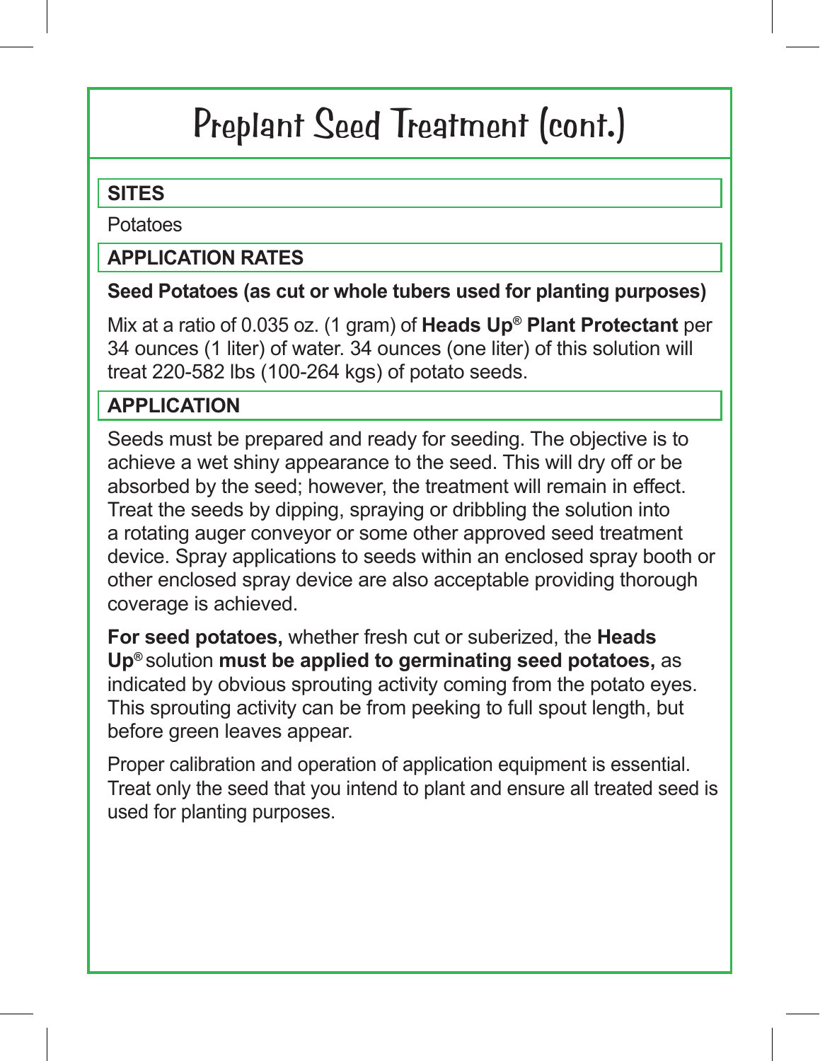# Preplant Seed Treatment (cont.)

## SITES

Potatoes

## APPLICATION RATES

**Seed Potatoes (as cut or whole tubers used for planting purposes)**

Mix at a ratio of 0.035 oz. (1 gram) of **Heads Up® Plant Protectant** per 34 ounces (1 liter) of water. 34 ounces (one liter) of this solution will treat 220-582 lbs (100-264 kgs) of potato seeds.

## APPLICATION

Seeds must be prepared and ready for seeding. The objective is to achieve a wet shiny appearance to the seed. This will dry off or be absorbed by the seed; however, the treatment will remain in effect. Treat the seeds by dipping, spraying or dribbling the solution into a rotating auger conveyor or some other approved seed treatment device. Spray applications to seeds within an enclosed spray booth or other enclosed spray device are also acceptable providing thorough coverage is achieved.

**For seed potatoes,** whether fresh cut or suberized, the **Heads Up®** solution **must be applied to germinating seed potatoes,** as indicated by obvious sprouting activity coming from the potato eyes. This sprouting activity can be from peeking to full spout length, but before green leaves appear.

Proper calibration and operation of application equipment is essential. Treat only the seed that you intend to plant and ensure all treated seed is used for planting purposes.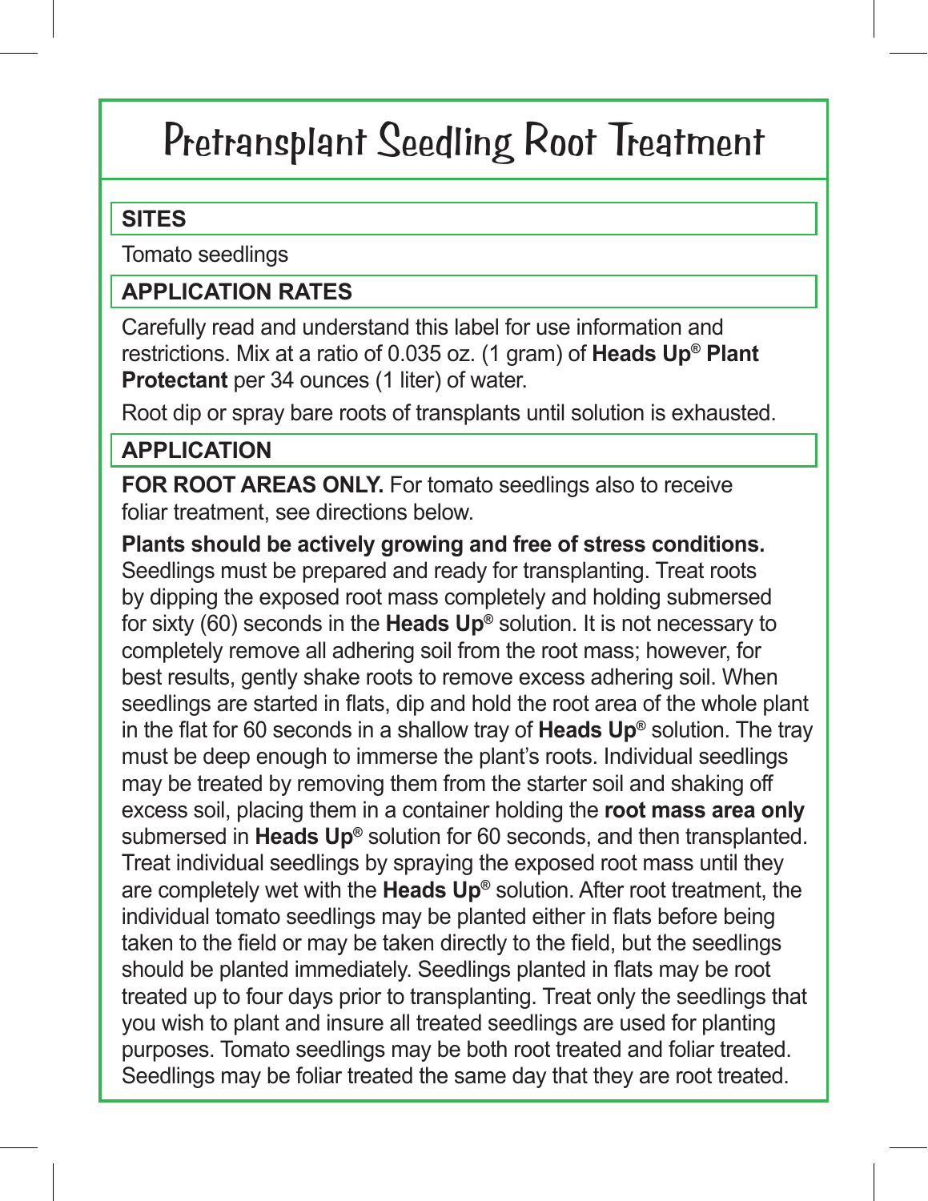# Pretransplant Seedling Root Treatment

## SITES

Tomato seedlings

## APPLICATION RATES

Carefully read and understand this label for use information and restrictions. Mix at a ratio of 0.035 oz. (1 gram) of **Heads Up® Plant Protectant** per 34 ounces (1 liter) of water.

Root dip or spray bare roots of transplants until solution is exhausted.

## APPLICATION

**FOR ROOT AREAS ONLY.** For tomato seedlings also to receive foliar treatment, see directions below.

**Plants should be actively growing and free of stress conditions.** Seedlings must be prepared and ready for transplanting. Treat roots by dipping the exposed root mass completely and holding submersed for sixty (60) seconds in the **Heads Up®** solution. It is not necessary to completely remove all adhering soil from the root mass; however, for best results, gently shake roots to remove excess adhering soil. When seedlings are started in flats, dip and hold the root area of the whole plant in the flat for 60 seconds in a shallow tray of **Heads Up®** solution. The tray must be deep enough to immerse the plant's roots. Individual seedlings may be treated by removing them from the starter soil and shaking off excess soil, placing them in a container holding the **root mass area only** submersed in **Heads Up®** solution for 60 seconds, and then transplanted. Treat individual seedlings by spraying the exposed root mass until they are completely wet with the **Heads Up®** solution. After root treatment, the individual tomato seedlings may be planted either in flats before being taken to the field or may be taken directly to the field, but the seedlings should be planted immediately. Seedlings planted in flats may be root treated up to four days prior to transplanting. Treat only the seedlings that you wish to plant and insure all treated seedlings are used for planting purposes. Tomato seedlings may be both root treated and foliar treated. Seedlings may be foliar treated the same day that they are root treated.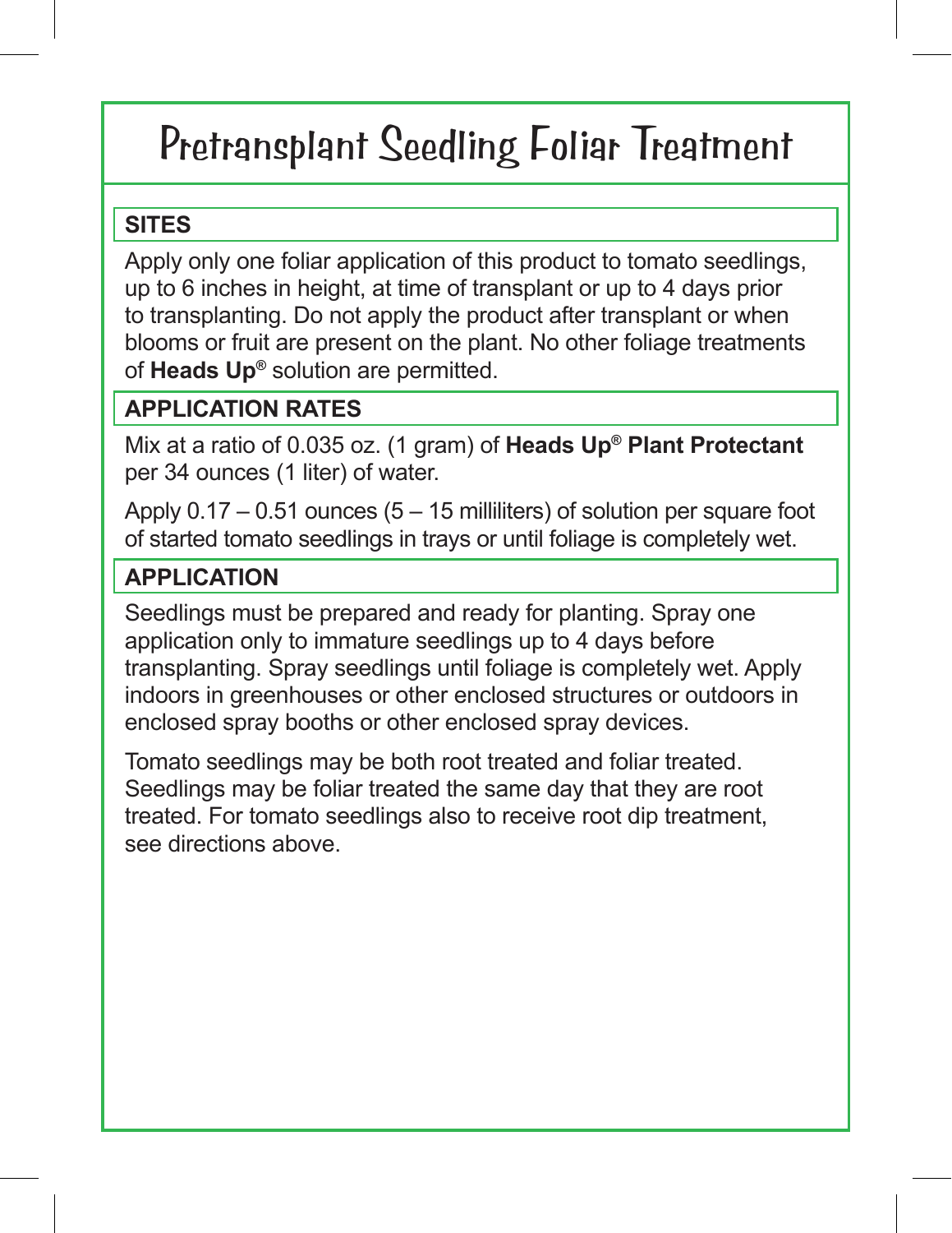# Pretransplant Seedling Foliar Treatment

## SITES

Apply only one foliar application of this product to tomato seedlings, up to 6 inches in height, at time of transplant or up to 4 days prior to transplanting. Do not apply the product after transplant or when blooms or fruit are present on the plant. No other foliage treatments of **Heads Up®** solution are permitted.

## APPLICATION RATES

Mix at a ratio of 0.035 oz. (1 gram) of **Heads Up® Plant Protectant** per 34 ounces (1 liter) of water.

Apply 0.17 – 0.51 ounces (5 – 15 milliliters) of solution per square foot of started tomato seedlings in trays or until foliage is completely wet.

## APPLICATION

Seedlings must be prepared and ready for planting. Spray one application only to immature seedlings up to 4 days before transplanting. Spray seedlings until foliage is completely wet. Apply indoors in greenhouses or other enclosed structures or outdoors in enclosed spray booths or other enclosed spray devices.

Tomato seedlings may be both root treated and foliar treated. Seedlings may be foliar treated the same day that they are root treated. For tomato seedlings also to receive root dip treatment, see directions above.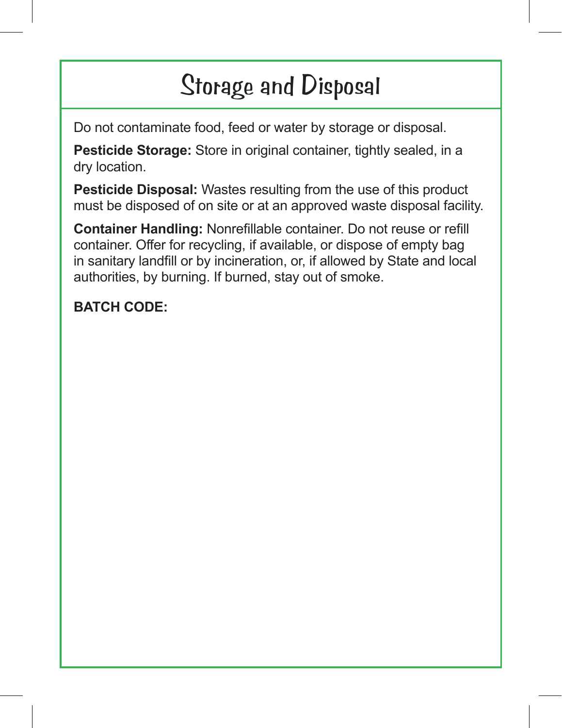# Storage and Disposal

Do not contaminate food, feed or water by storage or disposal.

**Pesticide Storage:** Store in original container, tightly sealed, in a dry location.

**Pesticide Disposal:** Wastes resulting from the use of this product must be disposed of on site or at an approved waste disposal facility.

**Container Handling:** Nonrefillable container. Do not reuse or refill container. Offer for recycling, if available, or dispose of empty bag in sanitary landfill or by incineration, or, if allowed by State and local authorities, by burning. If burned, stay out of smoke.

**BATCH CODE:**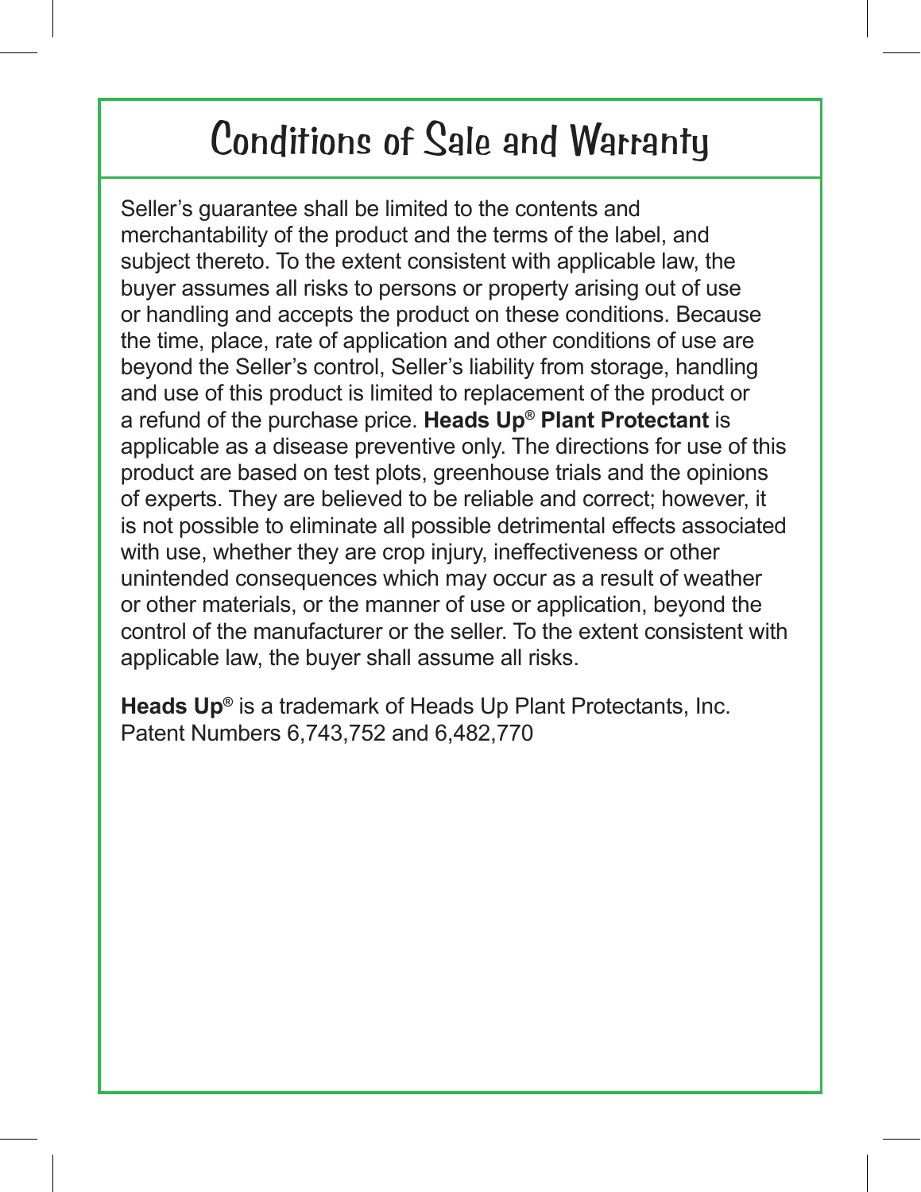# Conditions of Sale and Warranty

Seller's guarantee shall be limited to the contents and merchantability of the product and the terms of the label, and subject thereto. To the extent consistent with applicable law, the buyer assumes all risks to persons or property arising out of use or handling and accepts the product on these conditions. Because the time, place, rate of application and other conditions of use are beyond the Seller's control, Seller's liability from storage, handling and use of this product is limited to replacement of the product or a refund of the purchase price. **Heads Up® Plant Protectant** is applicable as a disease preventive only. The directions for use of this product are based on test plots, greenhouse trials and the opinions of experts. They are believed to be reliable and correct; however, it is not possible to eliminate all possible detrimental effects associated with use, whether they are crop injury, ineffectiveness or other unintended consequences which may occur as a result of weather or other materials, or the manner of use or application, beyond the control of the manufacturer or the seller. To the extent consistent with applicable law, the buyer shall assume all risks.

**Heads Up®** is a trademark of Heads Up Plant Protectants, Inc.
Patent Numbers 6,743,752 and 6,482,770